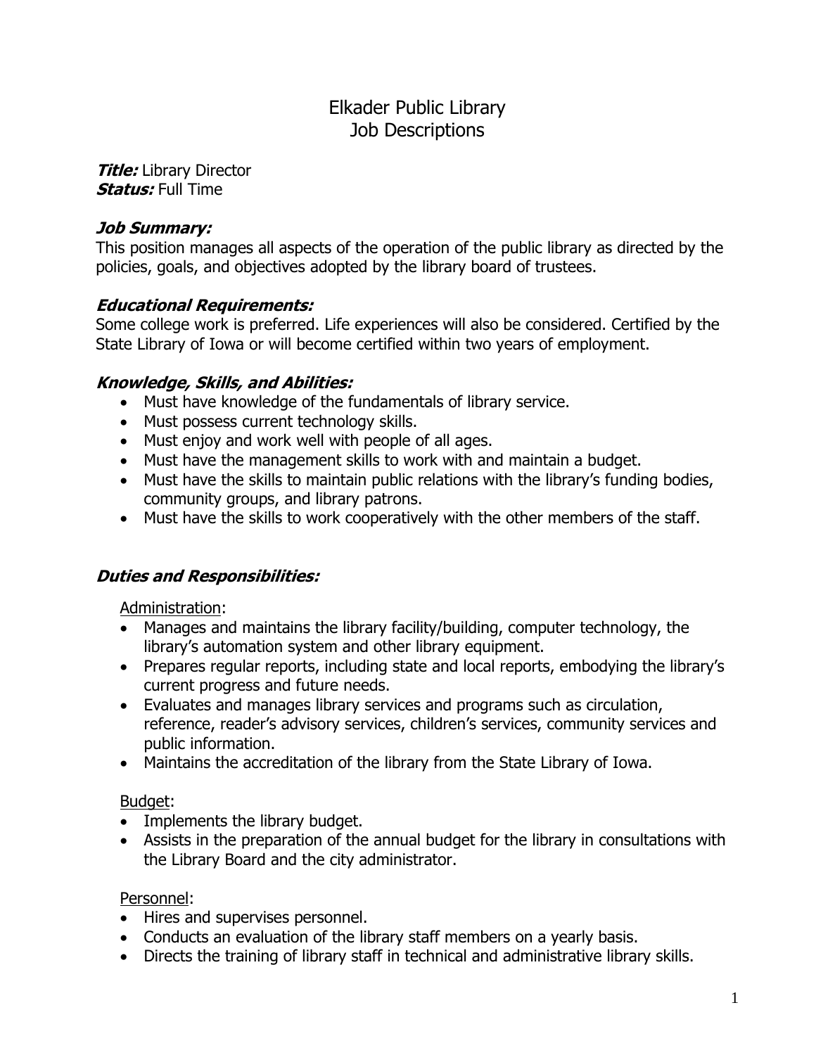# Elkader Public Library
# Job Descriptions

***Title:*** Library Director
***Status:*** Full Time

### ***Job Summary:***

This position manages all aspects of the operation of the public library as directed by the policies, goals, and objectives adopted by the library board of trustees.

### ***Educational Requirements:***

Some college work is preferred. Life experiences will also be considered. Certified by the State Library of Iowa or will become certified within two years of employment.

### ***Knowledge, Skills, and Abilities:***

- Must have knowledge of the fundamentals of library service.
- Must possess current technology skills.
- Must enjoy and work well with people of all ages.
- Must have the management skills to work with and maintain a budget.
- Must have the skills to maintain public relations with the library's funding bodies, community groups, and library patrons.
- Must have the skills to work cooperatively with the other members of the staff.

### ***Duties and Responsibilities:***

<u>Administration</u>:

- Manages and maintains the library facility/building, computer technology, the library's automation system and other library equipment.
- Prepares regular reports, including state and local reports, embodying the library's current progress and future needs.
- Evaluates and manages library services and programs such as circulation, reference, reader's advisory services, children's services, community services and public information.
- Maintains the accreditation of the library from the State Library of Iowa.

<u>Budget</u>:

- Implements the library budget.
- Assists in the preparation of the annual budget for the library in consultations with the Library Board and the city administrator.

<u>Personnel</u>:

- Hires and supervises personnel.
- Conducts an evaluation of the library staff members on a yearly basis.
- Directs the training of library staff in technical and administrative library skills.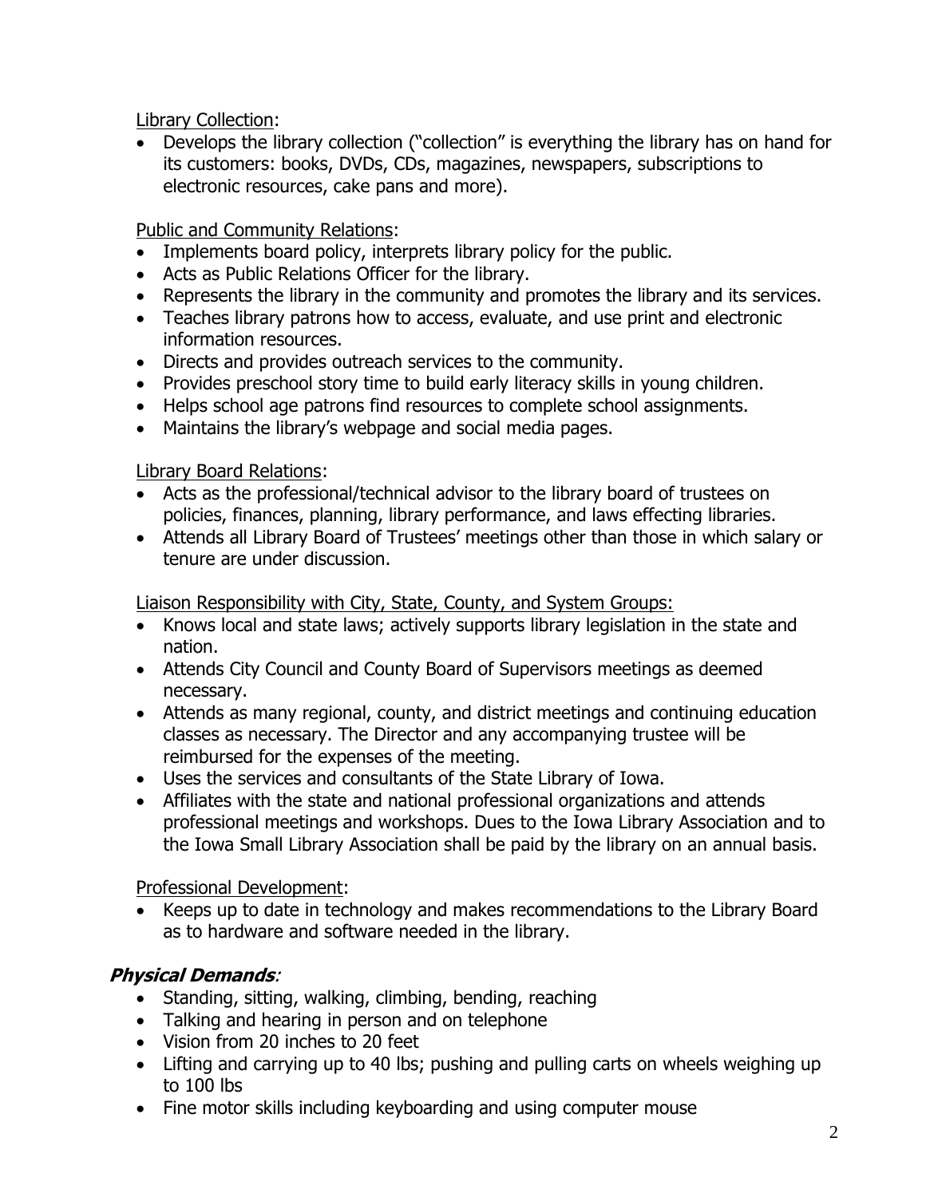<u>Library Collection</u>:

- Develops the library collection ("collection" is everything the library has on hand for its customers: books, DVDs, CDs, magazines, newspapers, subscriptions to electronic resources, cake pans and more).

<u>Public and Community Relations</u>:

- Implements board policy, interprets library policy for the public.
- Acts as Public Relations Officer for the library.
- Represents the library in the community and promotes the library and its services.
- Teaches library patrons how to access, evaluate, and use print and electronic information resources.
- Directs and provides outreach services to the community.
- Provides preschool story time to build early literacy skills in young children.
- Helps school age patrons find resources to complete school assignments.
- Maintains the library's webpage and social media pages.

<u>Library Board Relations</u>:

- Acts as the professional/technical advisor to the library board of trustees on policies, finances, planning, library performance, and laws effecting libraries.
- Attends all Library Board of Trustees' meetings other than those in which salary or tenure are under discussion.

<u>Liaison Responsibility with City, State, County, and System Groups:</u>

- Knows local and state laws; actively supports library legislation in the state and nation.
- Attends City Council and County Board of Supervisors meetings as deemed necessary.
- Attends as many regional, county, and district meetings and continuing education classes as necessary. The Director and any accompanying trustee will be reimbursed for the expenses of the meeting.
- Uses the services and consultants of the State Library of Iowa.
- Affiliates with the state and national professional organizations and attends professional meetings and workshops. Dues to the Iowa Library Association and to the Iowa Small Library Association shall be paid by the library on an annual basis.

<u>Professional Development</u>:

- Keeps up to date in technology and makes recommendations to the Library Board as to hardware and software needed in the library.

### ***Physical Demands***:

- Standing, sitting, walking, climbing, bending, reaching
- Talking and hearing in person and on telephone
- Vision from 20 inches to 20 feet
- Lifting and carrying up to 40 lbs; pushing and pulling carts on wheels weighing up to 100 lbs
- Fine motor skills including keyboarding and using computer mouse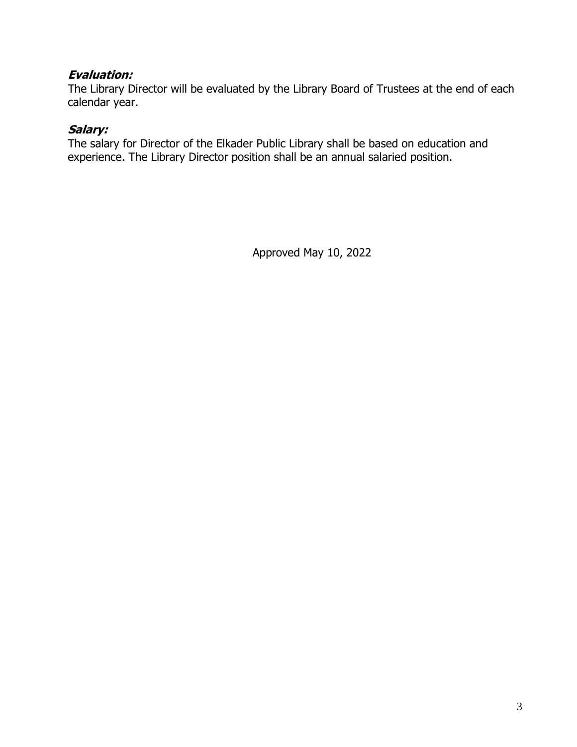***Evaluation:***

The Library Director will be evaluated by the Library Board of Trustees at the end of each calendar year.

***Salary:***

The salary for Director of the Elkader Public Library shall be based on education and experience. The Library Director position shall be an annual salaried position.

Approved May 10, 2022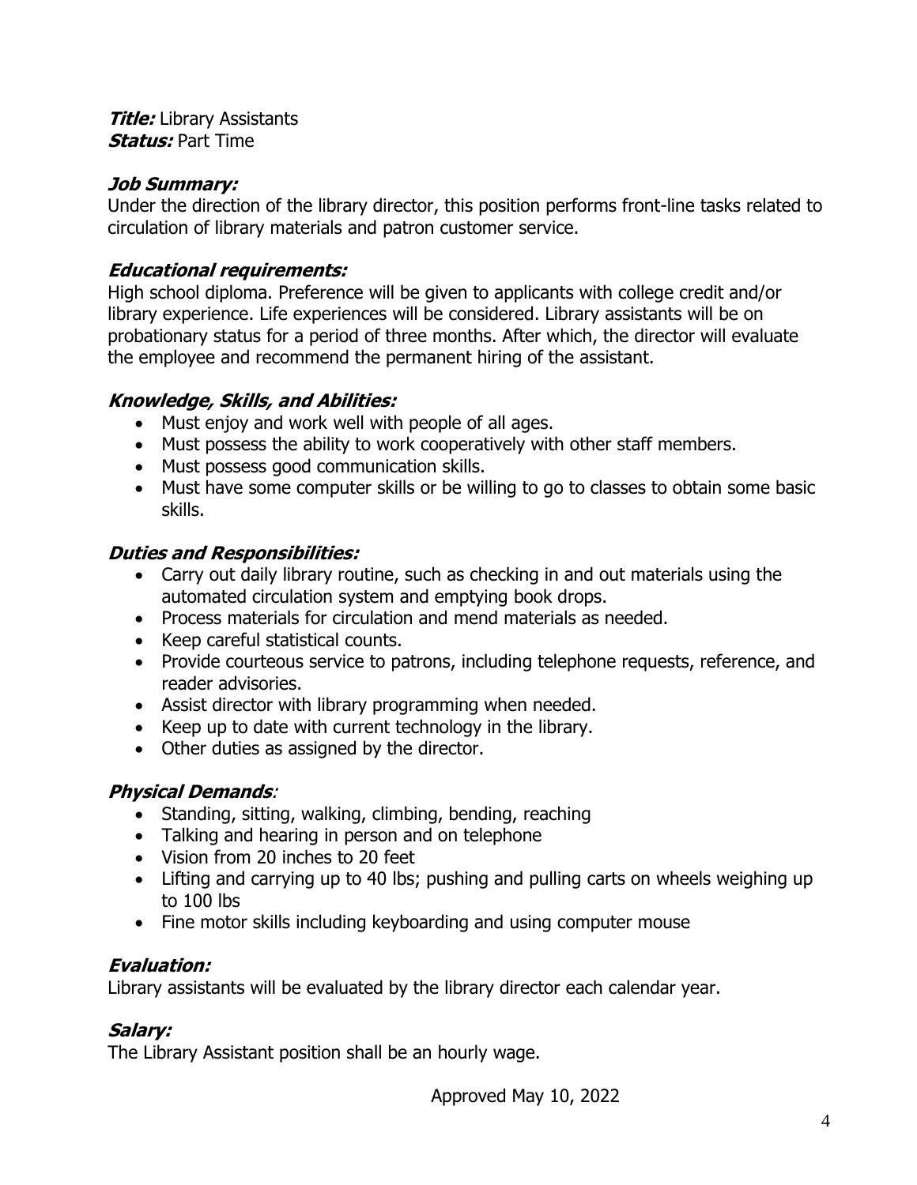***Title:*** Library Assistants
***Status:*** Part Time

### ***Job Summary:***

Under the direction of the library director, this position performs front-line tasks related to circulation of library materials and patron customer service.

### ***Educational requirements:***

High school diploma. Preference will be given to applicants with college credit and/or library experience. Life experiences will be considered. Library assistants will be on probationary status for a period of three months. After which, the director will evaluate the employee and recommend the permanent hiring of the assistant.

### ***Knowledge, Skills, and Abilities:***

- Must enjoy and work well with people of all ages.
- Must possess the ability to work cooperatively with other staff members.
- Must possess good communication skills.
- Must have some computer skills or be willing to go to classes to obtain some basic skills.

### ***Duties and Responsibilities:***

- Carry out daily library routine, such as checking in and out materials using the automated circulation system and emptying book drops.
- Process materials for circulation and mend materials as needed.
- Keep careful statistical counts.
- Provide courteous service to patrons, including telephone requests, reference, and reader advisories.
- Assist director with library programming when needed.
- Keep up to date with current technology in the library.
- Other duties as assigned by the director.

### ***Physical Demands***:

- Standing, sitting, walking, climbing, bending, reaching
- Talking and hearing in person and on telephone
- Vision from 20 inches to 20 feet
- Lifting and carrying up to 40 lbs; pushing and pulling carts on wheels weighing up to 100 lbs
- Fine motor skills including keyboarding and using computer mouse

### ***Evaluation:***

Library assistants will be evaluated by the library director each calendar year.

### ***Salary:***

The Library Assistant position shall be an hourly wage.

Approved May 10, 2022